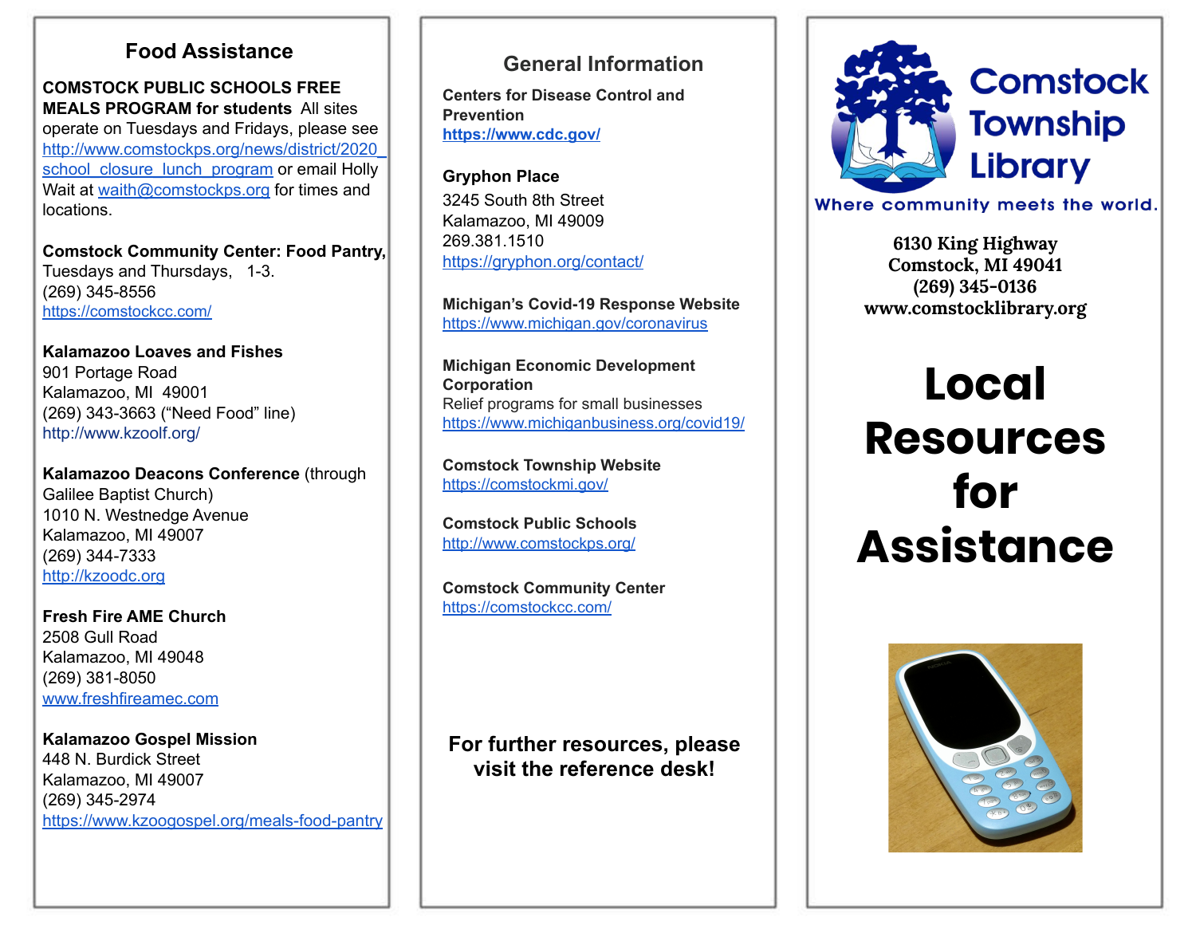## Food Assistance

**COMSTOCK PUBLIC SCHOOLS FREE MEALS PROGRAM for students** All sites operate on Tuesdays and Fridays, please see http://www.comstockps.org/news/district/2020_school_closure_lunch_program or email Holly Wait at waith@comstockps.org for times and locations.

**Comstock Community Center: Food Pantry,** Tuesdays and Thursdays, 1-3.
(269) 345-8556
https://comstockcc.com/

**Kalamazoo Loaves and Fishes**
901 Portage Road
Kalamazoo, MI 49001
(269) 343-3663 ("Need Food" line)
http://www.kzoolf.org/

**Kalamazoo Deacons Conference** (through Galilee Baptist Church)
1010 N. Westnedge Avenue
Kalamazoo, MI 49007
(269) 344-7333
http://kzoodc.org

**Fresh Fire AME Church**
2508 Gull Road
Kalamazoo, MI 49048
(269) 381-8050
www.freshfireamec.com

**Kalamazoo Gospel Mission**
448 N. Burdick Street
Kalamazoo, MI 49007
(269) 345-2974
https://www.kzoogospel.org/meals-food-pantry

## General Information

**Centers for Disease Control and Prevention**
**https://www.cdc.gov/**

**Gryphon Place**
3245 South 8th Street
Kalamazoo, MI 49009
269.381.1510
https://gryphon.org/contact/

**Michigan's Covid-19 Response Website**
https://www.michigan.gov/coronavirus

**Michigan Economic Development Corporation**
Relief programs for small businesses
https://www.michiganbusiness.org/covid19/

**Comstock Township Website**
https://comstockmi.gov/

**Comstock Public Schools**
http://www.comstockps.org/

**Comstock Community Center**
https://comstockcc.com/

**For further resources, please visit the reference desk!**

Comstock Township Library

Where community meets the world.

**6130 King Highway**
**Comstock, MI 49041**
**(269) 345-0136**
**www.comstocklibrary.org**

# Local Resources for Assistance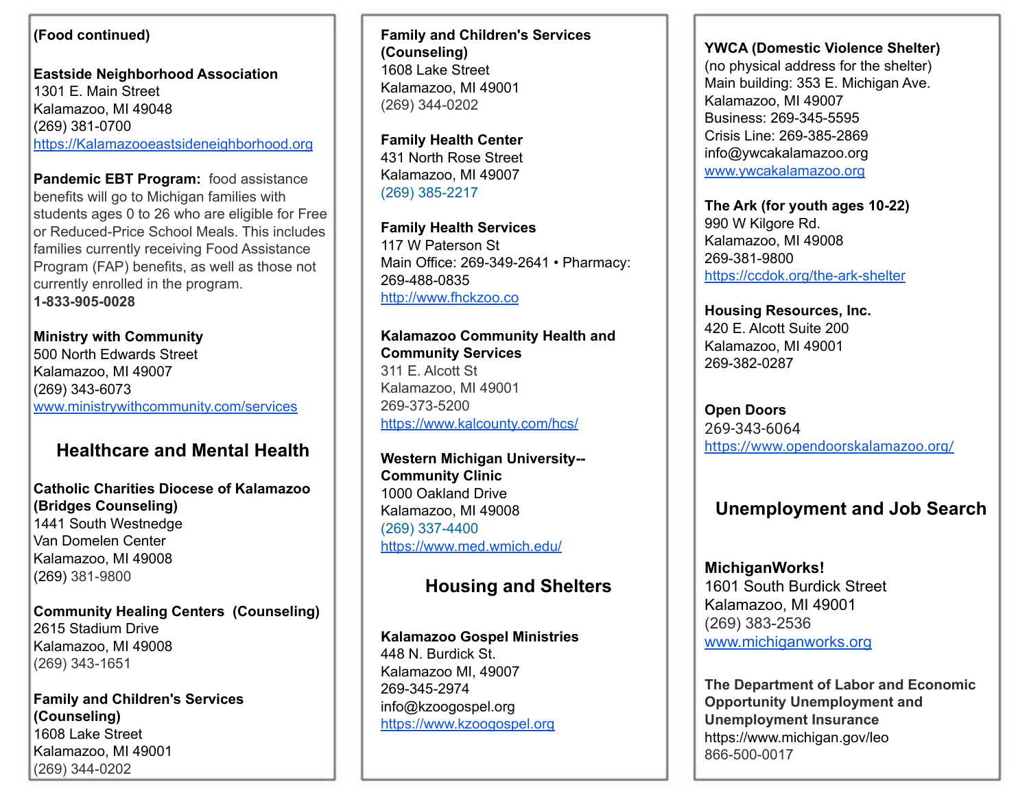(Food continued)

**Eastside Neighborhood Association**
1301 E. Main Street
Kalamazoo, MI 49048
(269) 381-0700
https://Kalamazooeastsideneighborhood.org

**Pandemic EBT Program:** food assistance benefits will go to Michigan families with students ages 0 to 26 who are eligible for Free or Reduced-Price School Meals. This includes families currently receiving Food Assistance Program (FAP) benefits, as well as those not currently enrolled in the program.
**1-833-905-0028**

**Ministry with Community**
500 North Edwards Street
Kalamazoo, MI 49007
(269) 343-6073
www.ministrywithcommunity.com/services

## Healthcare and Mental Health

**Catholic Charities Diocese of Kalamazoo (Bridges Counseling)**
1441 South Westnedge
Van Domelen Center
Kalamazoo, MI 49008
(269) 381-9800

**Community Healing Centers (Counseling)**
2615 Stadium Drive
Kalamazoo, MI 49008
(269) 343-1651

**Family and Children's Services (Counseling)**
1608 Lake Street
Kalamazoo, MI 49001
(269) 344-0202

**Family and Children's Services (Counseling)**
1608 Lake Street
Kalamazoo, MI 49001
(269) 344-0202

**Family Health Center**
431 North Rose Street
Kalamazoo, MI 49007
(269) 385-2217

**Family Health Services**
117 W Paterson St
Main Office: 269-349-2641 • Pharmacy: 269-488-0835
http://www.fhckzoo.co

**Kalamazoo Community Health and Community Services**
311 E. Alcott St
Kalamazoo, MI 49001
269-373-5200
https://www.kalcounty.com/hcs/

**Western Michigan University--Community Clinic**
1000 Oakland Drive
Kalamazoo, MI 49008
(269) 337-4400
https://www.med.wmich.edu/

## Housing and Shelters

**Kalamazoo Gospel Ministries**
448 N. Burdick St.
Kalamazoo MI, 49007
269-345-2974
info@kzoogospel.org
https://www.kzoogospel.org

**YWCA (Domestic Violence Shelter)**
(no physical address for the shelter)
Main building: 353 E. Michigan Ave.
Kalamazoo, MI 49007
Business: 269-345-5595
Crisis Line: 269-385-2869
info@ywcakalamazoo.org
www.ywcakalamazoo.org

**The Ark (for youth ages 10-22)**
990 W Kilgore Rd.
Kalamazoo, MI 49008
269-381-9800
https://ccdok.org/the-ark-shelter

**Housing Resources, Inc.**
420 E. Alcott Suite 200
Kalamazoo, MI 49001
269-382-0287

**Open Doors**
269-343-6064
https://www.opendoorskalamazoo.org/

## Unemployment and Job Search

**MichiganWorks!**
1601 South Burdick Street
Kalamazoo, MI 49001
(269) 383-2536
www.michiganworks.org

**The Department of Labor and Economic Opportunity Unemployment and Unemployment Insurance**
https://www.michigan.gov/leo
866-500-0017